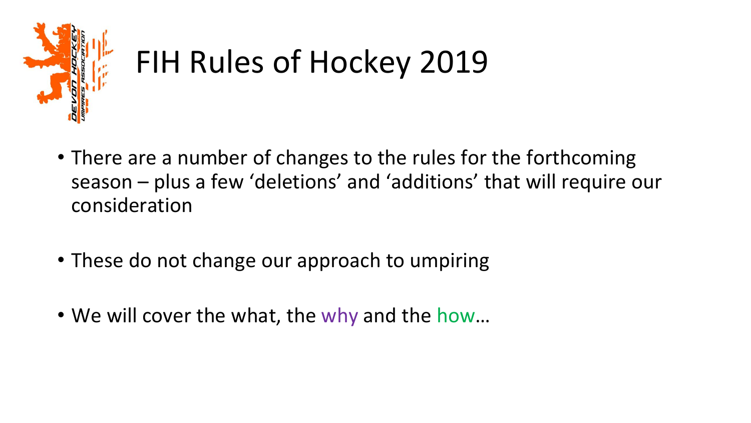# FIH Rules of Hockey 2019

- There are a number of changes to the rules for the forthcoming season – plus a few 'deletions' and 'additions' that will require our consideration
- These do not change our approach to umpiring
- We will cover the what, the why and the how…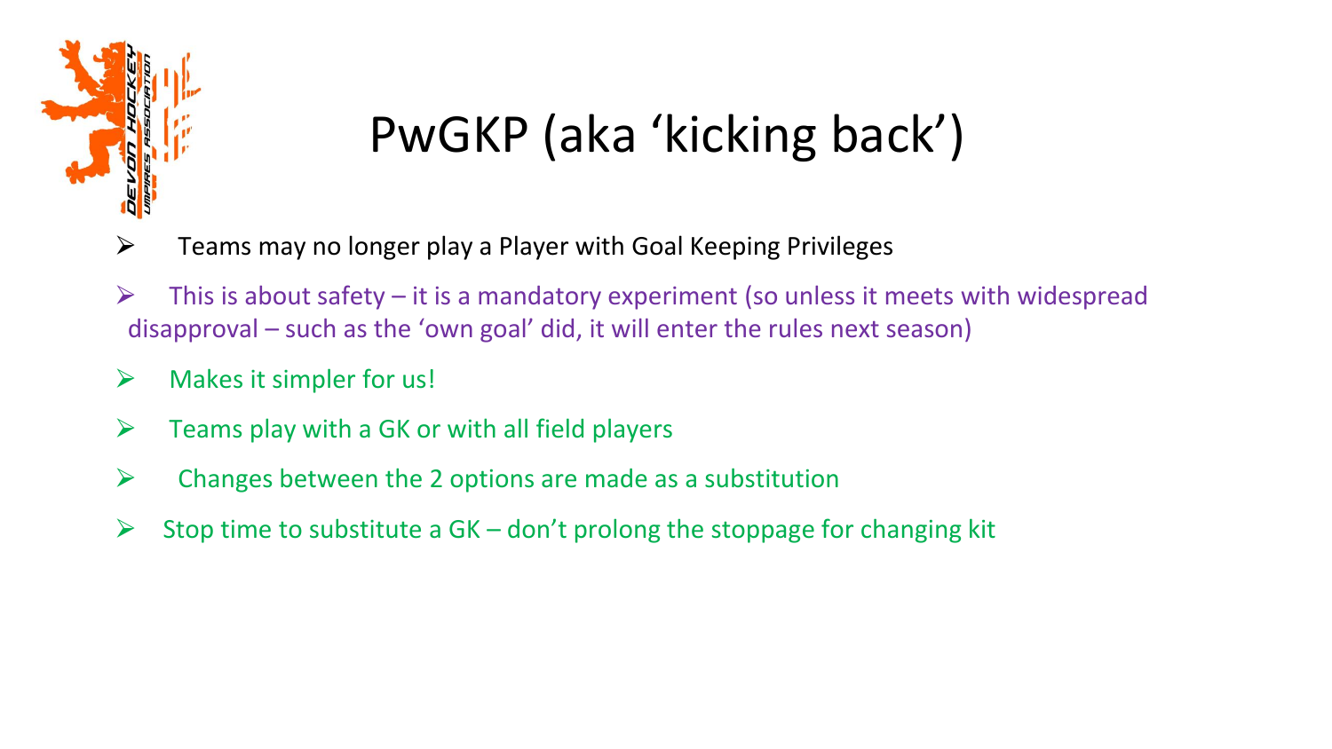# PwGKP (aka ‘kicking back’)

- Teams may no longer play a Player with Goal Keeping Privileges
- This is about safety – it is a mandatory experiment (so unless it meets with widespread disapproval – such as the ‘own goal’ did, it will enter the rules next season)
- Makes it simpler for us!
- Teams play with a GK or with all field players
- Changes between the 2 options are made as a substitution
- Stop time to substitute a GK – don’t prolong the stoppage for changing kit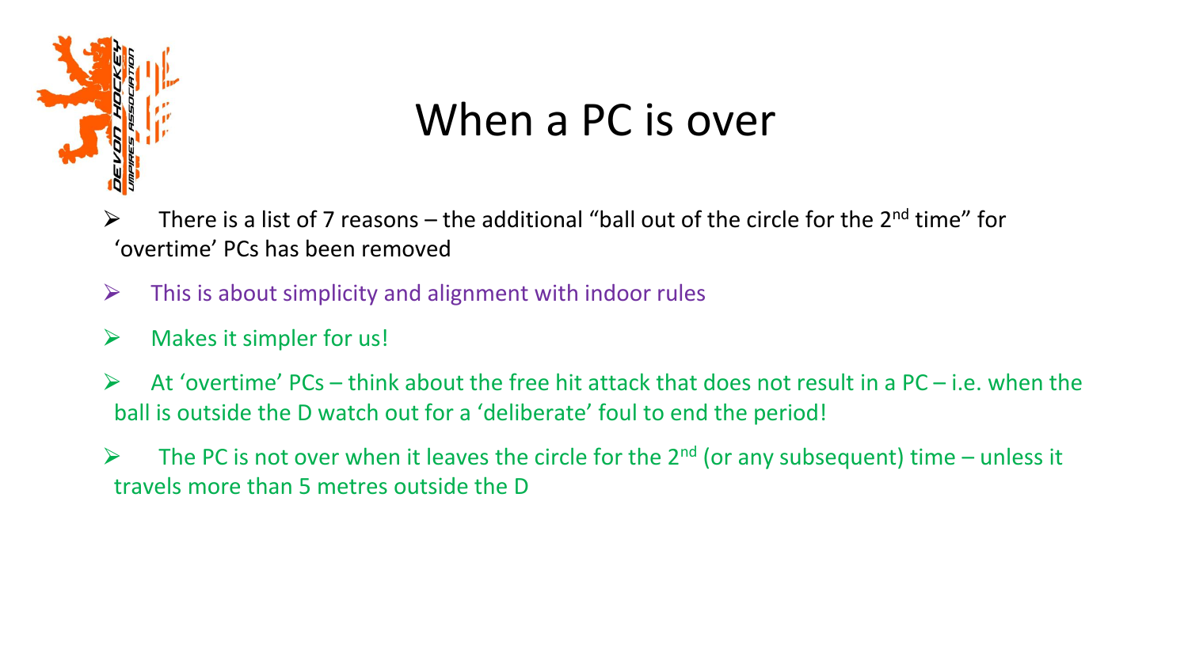# When a PC is over

- There is a list of 7 reasons – the additional "ball out of the circle for the 2nd time" for 'overtime' PCs has been removed
- This is about simplicity and alignment with indoor rules
- Makes it simpler for us!
- At 'overtime' PCs – think about the free hit attack that does not result in a PC – i.e. when the ball is outside the D watch out for a 'deliberate' foul to end the period!
- The PC is not over when it leaves the circle for the 2nd (or any subsequent) time – unless it travels more than 5 metres outside the D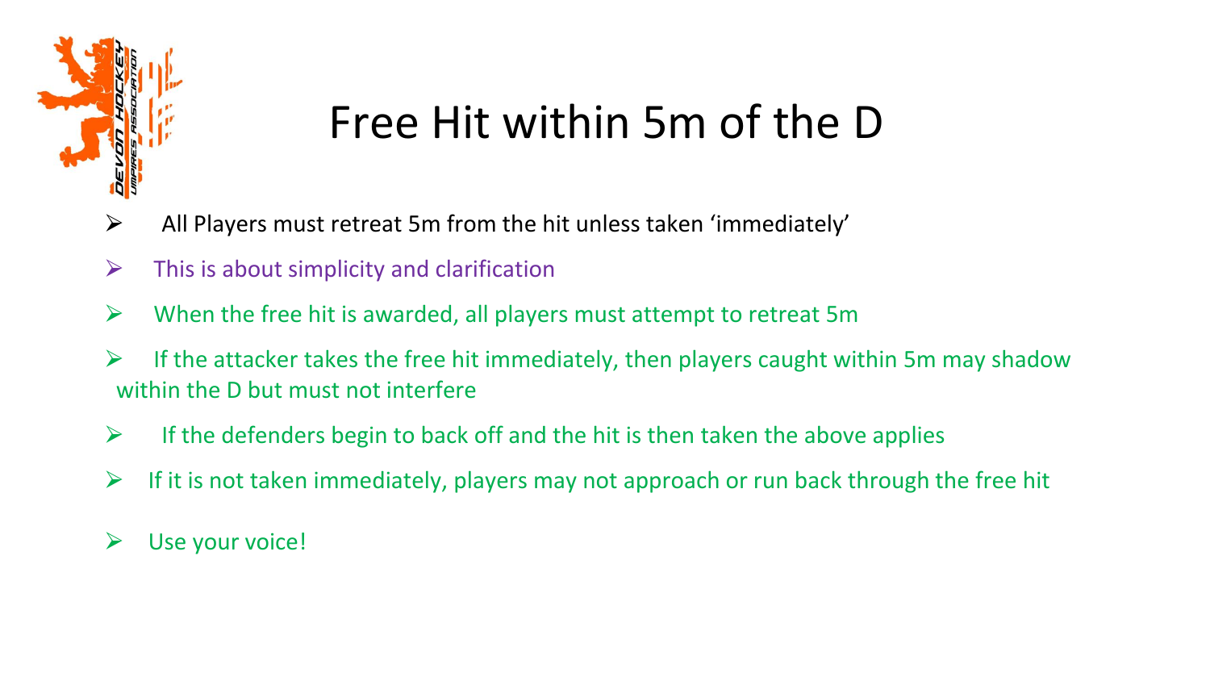# Free Hit within 5m of the D

- All Players must retreat 5m from the hit unless taken 'immediately'
- This is about simplicity and clarification
- When the free hit is awarded, all players must attempt to retreat 5m
- If the attacker takes the free hit immediately, then players caught within 5m may shadow within the D but must not interfere
- If the defenders begin to back off and the hit is then taken the above applies
- If it is not taken immediately, players may not approach or run back through the free hit
- Use your voice!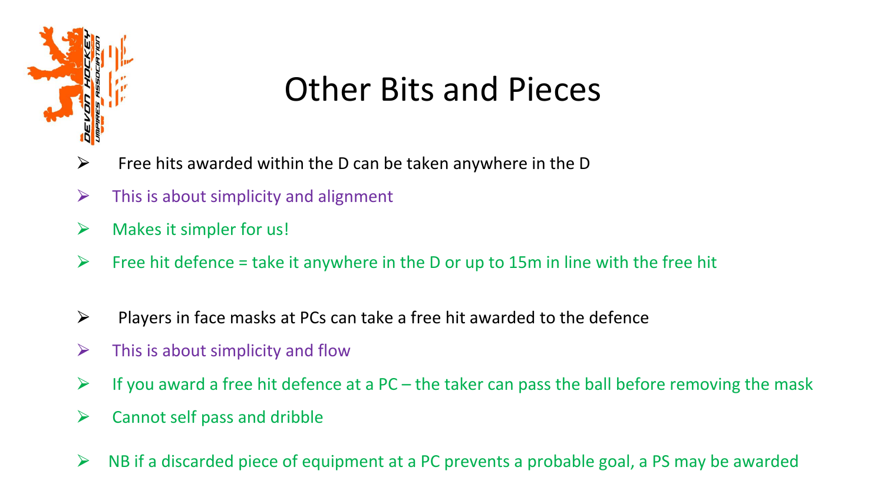# Other Bits and Pieces

- Free hits awarded within the D can be taken anywhere in the D
- This is about simplicity and alignment
- Makes it simpler for us!
- Free hit defence = take it anywhere in the D or up to 15m in line with the free hit

- Players in face masks at PCs can take a free hit awarded to the defence
- This is about simplicity and flow
- If you award a free hit defence at a PC – the taker can pass the ball before removing the mask
- Cannot self pass and dribble

- NB if a discarded piece of equipment at a PC prevents a probable goal, a PS may be awarded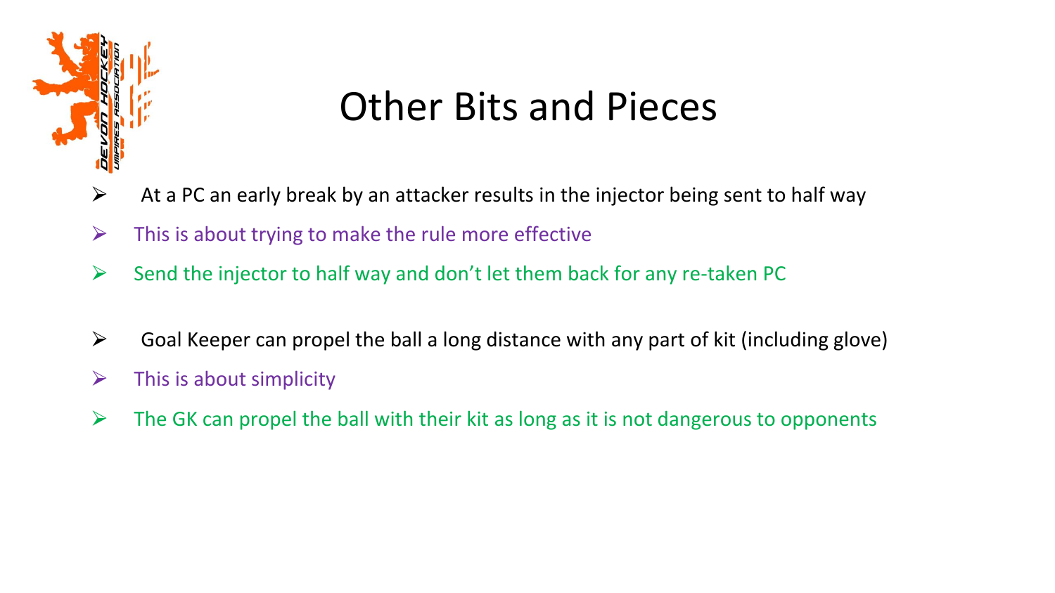# Other Bits and Pieces

- At a PC an early break by an attacker results in the injector being sent to half way
- This is about trying to make the rule more effective
- Send the injector to half way and don't let them back for any re-taken PC

- Goal Keeper can propel the ball a long distance with any part of kit (including glove)
- This is about simplicity
- The GK can propel the ball with their kit as long as it is not dangerous to opponents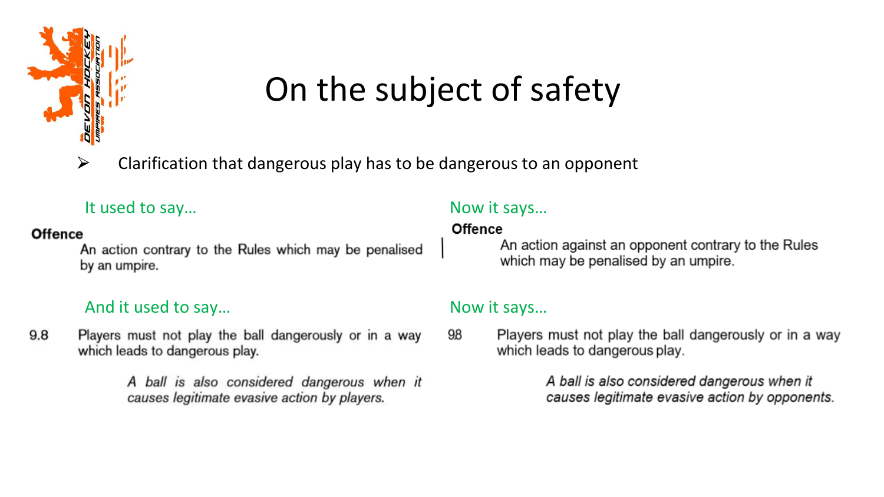# On the subject of safety

- Clarification that dangerous play has to be dangerous to an opponent

It used to say…

**Offence**

An action contrary to the Rules which may be penalised by an umpire.

Now it says…

**Offence**

An action against an opponent contrary to the Rules which may be penalised by an umpire.

And it used to say…

9.8 Players must not play the ball dangerously or in a way which leads to dangerous play.

*A ball is also considered dangerous when it causes legitimate evasive action by players.*

Now it says…

9.8 Players must not play the ball dangerously or in a way which leads to dangerous play.

*A ball is also considered dangerous when it causes legitimate evasive action by opponents.*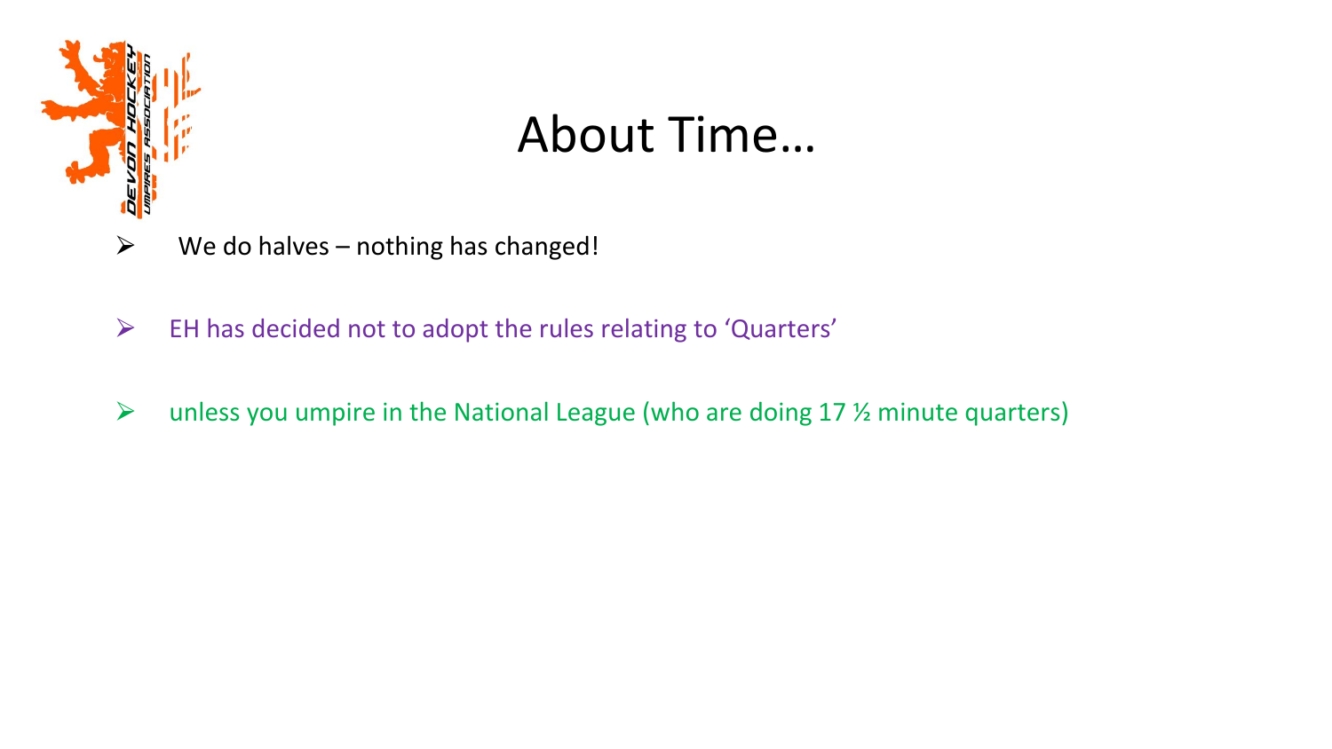# About Time…

- We do halves – nothing has changed!
- EH has decided not to adopt the rules relating to 'Quarters'
- unless you umpire in the National League (who are doing 17 ½ minute quarters)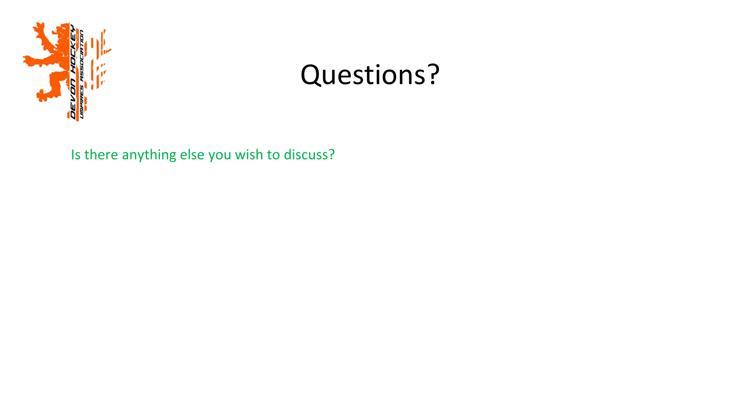# Questions?

Is there anything else you wish to discuss?